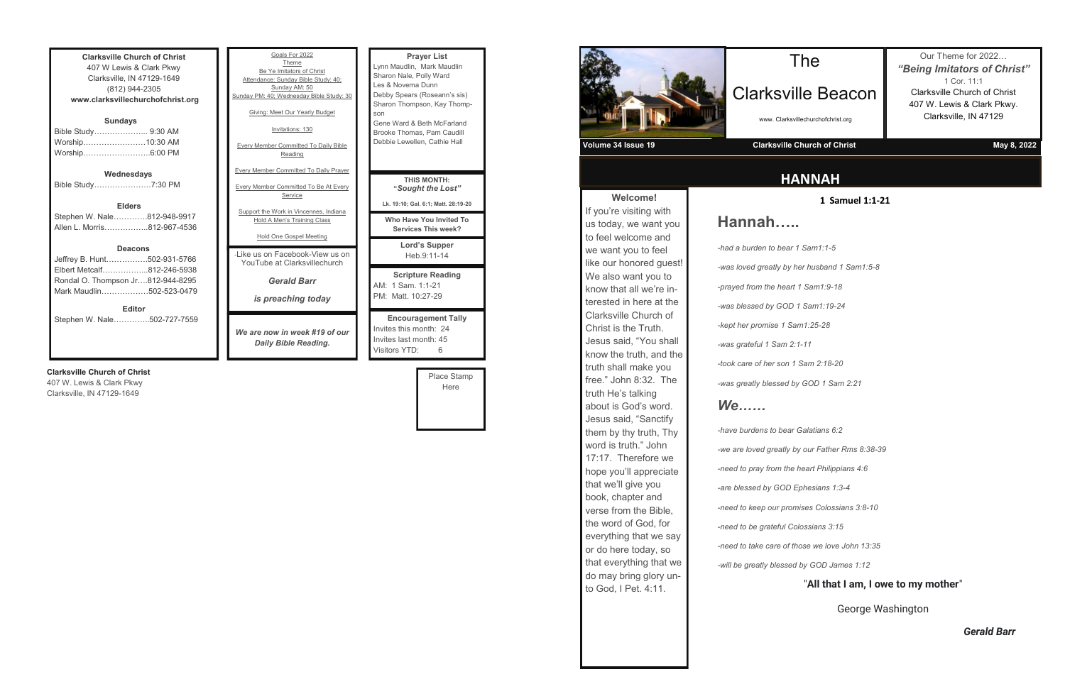**Clarksville Church of Christ**
407 W Lewis & Clark Pkwy
Clarksville, IN 47129-1649
(812) 944-2305
**www.clarksvillechurchofchrist.org**

**Sundays**
Bible Study………………... 9:30 AM
Worship……………………10:30 AM
Worship……………………..6:00 PM

**Wednesdays**
Bible Study………………….7:30 PM

**Elders**
Stephen W. Nale………….812-948-9917
Allen L. Morris……………..812-967-4536

**Deacons**
Jeffrey B. Hunt…………….502-931-5766
Elbert Metcalf……………...812-246-5938
Rondal O. Thompson Jr….812-944-8295
Mark Maudlin………………502-523-0479

**Editor**
Stephen W. Nale…………..502-727-7559

Goals For 2022

Theme
Be Ye Imitators of Christ

Attendance: Sunday Bible Study: 40; Sunday AM: 50
Sunday PM: 40; Wednesday Bible Study: 30

Giving: Meet Our Yearly Budget

Invitations: 130

Every Member Committed To Daily Bible Reading

Every Member Committed To Daily Prayer

Every Member Committed To Be At Every Service

Support the Work in Vincennes, Indiana
Hold A Men's Training Class

Hold One Gospel Meeting

-Like us on Facebook-View us on YouTube at Clarksvillechurch

***Gerald Barr***

***is preaching today***

***We are now in week #19 of our Daily Bible Reading.***

**Prayer List**
Lynn Maudlin, Mark Maudlin
Sharon Nale, Polly Ward
Les & Novema Dunn
Debby Spears (Roseann's sis)
Sharon Thompson, Kay Thompson
Gene Ward & Beth McFarland
Brooke Thomas, Pam Caudill
Debbie Lewellen, Cathie Hall

**THIS MONTH:**
**"*Sought the Lost"***
**Lk. 19:10; Gal. 6:1; Matt. 28:19-20**

**Who Have You Invited To Services This week?**

**Lord's Supper**
Heb.9:11-14

**Scripture Reading**
AM: 1 Sam. 1:1-21
PM: Matt. 10:27-29

**Encouragement Tally**
Invites this month: 24
Invites last month: 45
Visitors YTD: 6

**Clarksville Church of Christ**
407 W. Lewis & Clark Pkwy
Clarksville, IN 47129-1649

Place Stamp Here

# The Clarksville Beacon

www. Clarksvillechurchofchrist.org

Our Theme for 2022…
***"Being Imitators of Christ"***
1 Cor. 11:1
Clarksville Church of Christ
407 W. Lewis & Clark Pkwy.
Clarksville, IN 47129

**Volume 34 Issue 19** | **Clarksville Church of Christ** | **May 8, 2022**

**Welcome!**
If you're visiting with us today, we want you to feel welcome and we want you to feel like our honored guest! We also want you to know that all we're interested in here at the Clarksville Church of Christ is the Truth. Jesus said, "You shall know the truth, and the truth shall make you free." John 8:32. The truth He's talking about is God's word. Jesus said, "Sanctify them by thy truth, Thy word is truth." John 17:17. Therefore we hope you'll appreciate that we'll give you book, chapter and verse from the Bible, the word of God, for everything that we say or do here today, so that everything that we do may bring glory unto God, I Pet. 4:11.

## HANNAH

**1 Samuel 1:1-21**

## Hannah…..

*-had a burden to bear 1 Sam1:1-5*

*-was loved greatly by her husband 1 Sam1:5-8*

*-prayed from the heart 1 Sam1:9-18*

*-was blessed by GOD 1 Sam1:19-24*

*-kept her promise 1 Sam1:25-28*

*-was grateful 1 Sam 2:1-11*

*-took care of her son 1 Sam 2:18-20*

*-was greatly blessed by GOD 1 Sam 2:21*

## *We……*

*-have burdens to bear Galatians 6:2*

*-we are loved greatly by our Father Rms 8:38-39*

*-need to pray from the heart Philippians 4:6*

*-are blessed by GOD Ephesians 1:3-4*

*-need to keep our promises Colossians 3:8-10*

*-need to be grateful Colossians 3:15*

*-need to take care of those we love John 13:35*

*-will be greatly blessed by GOD James 1:12*

"**All that I am, I owe to my mother**"

George Washington

***Gerald Barr***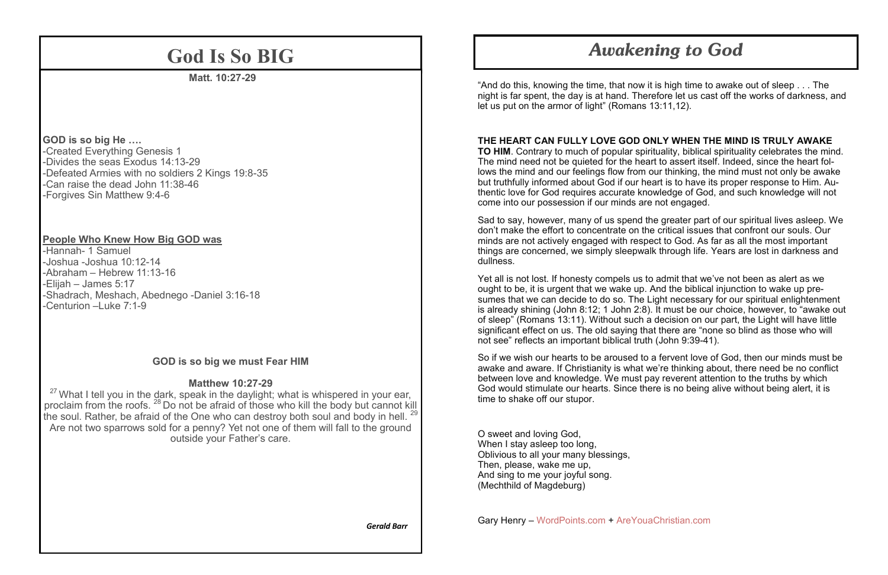# God Is So BIG

**Matt. 10:27-29**

**GOD is so big He ….**

- Created Everything Genesis 1
- Divides the seas Exodus 14:13-29
- Defeated Armies with no soldiers 2 Kings 19:8-35
- Can raise the dead John 11:38-46
- Forgives Sin Matthew 9:4-6

**People Who Knew How Big GOD was**

- Hannah- 1 Samuel
- Joshua -Joshua 10:12-14
- Abraham – Hebrew 11:13-16
- Elijah – James 5:17
- Shadrach, Meshach, Abednego -Daniel 3:16-18
- Centurion –Luke 7:1-9

**GOD is so big we must Fear HIM**

**Matthew 10:27-29**

[27] What I tell you in the dark, speak in the daylight; what is whispered in your ear, proclaim from the roofs. [28] Do not be afraid of those who kill the body but cannot kill the soul. Rather, be afraid of the One who can destroy both soul and body in hell. [29] Are not two sparrows sold for a penny? Yet not one of them will fall to the ground outside your Father's care.

*Gerald Barr*

# *Awakening to God*

"And do this, knowing the time, that now it is high time to awake out of sleep . . . The night is far spent, the day is at hand. Therefore let us cast off the works of darkness, and let us put on the armor of light" (Romans 13:11,12).

**THE HEART CAN FULLY LOVE GOD ONLY WHEN THE MIND IS TRULY AWAKE TO HIM**. Contrary to much of popular spirituality, biblical spirituality celebrates the mind. The mind need not be quieted for the heart to assert itself. Indeed, since the heart follows the mind and our feelings flow from our thinking, the mind must not only be awake but truthfully informed about God if our heart is to have its proper response to Him. Authentic love for God requires accurate knowledge of God, and such knowledge will not come into our possession if our minds are not engaged.

Sad to say, however, many of us spend the greater part of our spiritual lives asleep. We don't make the effort to concentrate on the critical issues that confront our souls. Our minds are not actively engaged with respect to God. As far as all the most important things are concerned, we simply sleepwalk through life. Years are lost in darkness and dullness.

Yet all is not lost. If honesty compels us to admit that we've not been as alert as we ought to be, it is urgent that we wake up. And the biblical injunction to wake up presumes that we can decide to do so. The Light necessary for our spiritual enlightenment is already shining (John 8:12; 1 John 2:8). It must be our choice, however, to "awake out of sleep" (Romans 13:11). Without such a decision on our part, the Light will have little significant effect on us. The old saying that there are "none so blind as those who will not see" reflects an important biblical truth (John 9:39-41).

So if we wish our hearts to be aroused to a fervent love of God, then our minds must be awake and aware. If Christianity is what we're thinking about, there need be no conflict between love and knowledge. We must pay reverent attention to the truths by which God would stimulate our hearts. Since there is no being alive without being alert, it is time to shake off our stupor.

O sweet and loving God,
When I stay asleep too long,
Oblivious to all your many blessings,
Then, please, wake me up,
And sing to me your joyful song.
(Mechthild of Magdeburg)

Gary Henry – WordPoints.com + AreYouaChristian.com